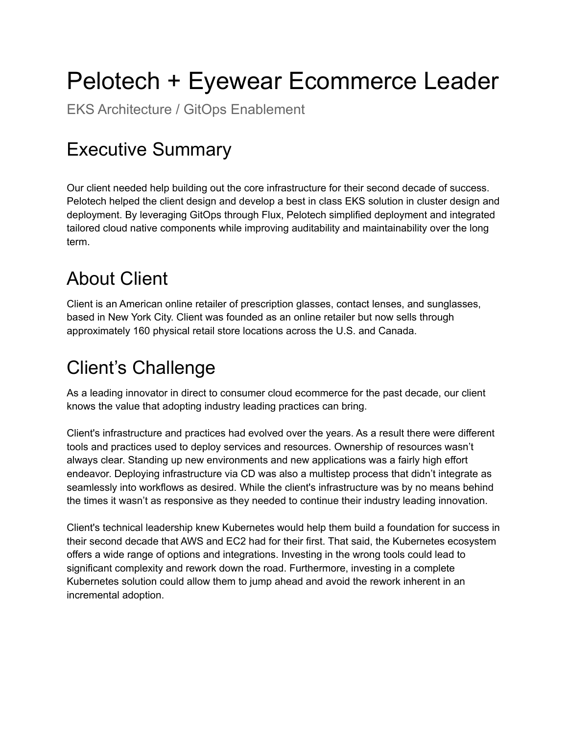# Pelotech + Eyewear Ecommerce Leader

EKS Architecture / GitOps Enablement

## Executive Summary

Our client needed help building out the core infrastructure for their second decade of success. Pelotech helped the client design and develop a best in class EKS solution in cluster design and deployment. By leveraging GitOps through Flux, Pelotech simplified deployment and integrated tailored cloud native components while improving auditability and maintainability over the long term.

## About Client

Client is an American online retailer of prescription glasses, contact lenses, and sunglasses, based in New York City. Client was founded as an online retailer but now sells through approximately 160 physical retail store locations across the U.S. and Canada.

## Client's Challenge

As a leading innovator in direct to consumer cloud ecommerce for the past decade, our client knows the value that adopting industry leading practices can bring.

Client's infrastructure and practices had evolved over the years. As a result there were different tools and practices used to deploy services and resources. Ownership of resources wasn't always clear. Standing up new environments and new applications was a fairly high effort endeavor. Deploying infrastructure via CD was also a multistep process that didn't integrate as seamlessly into workflows as desired. While the client's infrastructure was by no means behind the times it wasn't as responsive as they needed to continue their industry leading innovation.

Client's technical leadership knew Kubernetes would help them build a foundation for success in their second decade that AWS and EC2 had for their first. That said, the Kubernetes ecosystem offers a wide range of options and integrations. Investing in the wrong tools could lead to significant complexity and rework down the road. Furthermore, investing in a complete Kubernetes solution could allow them to jump ahead and avoid the rework inherent in an incremental adoption.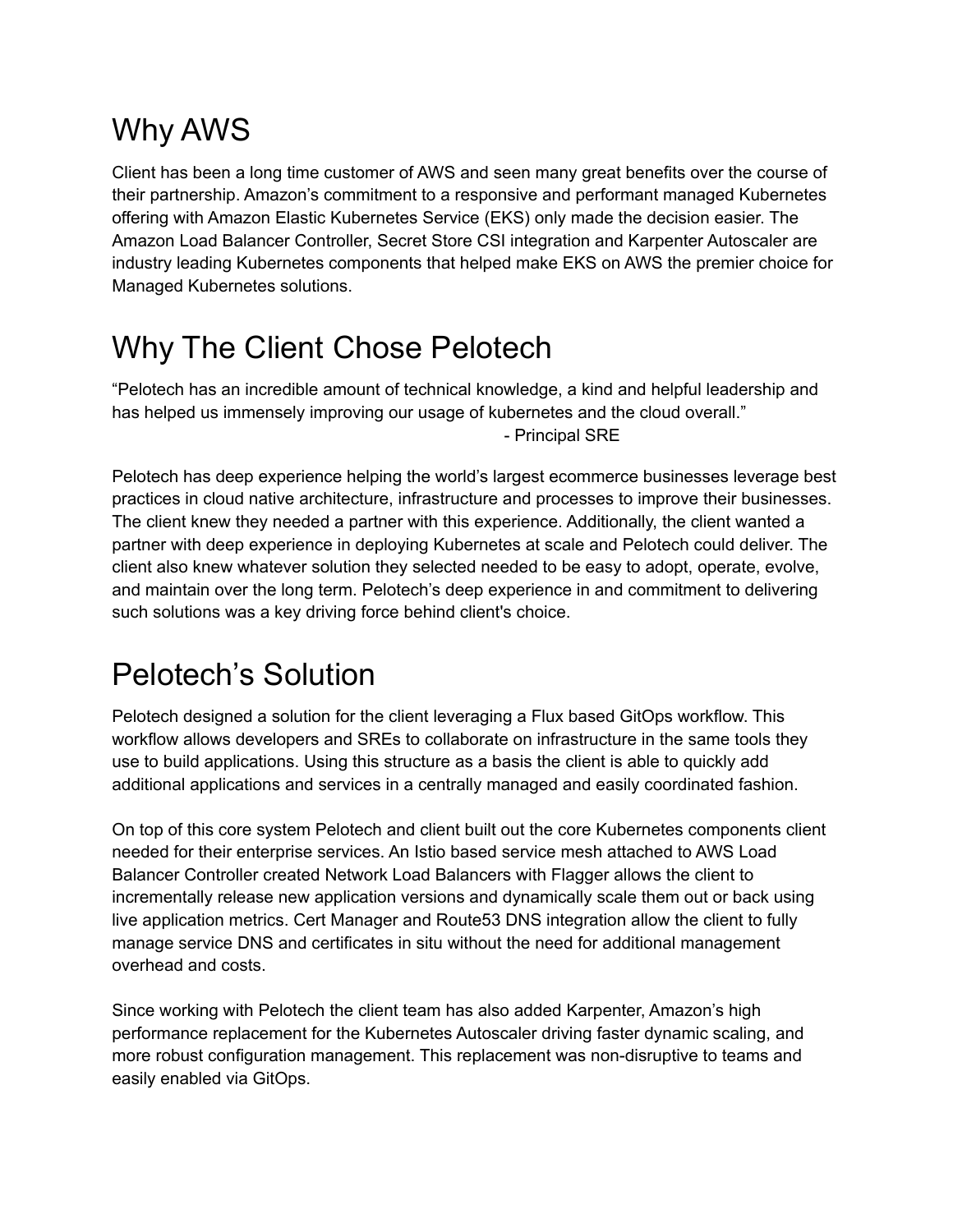## Why AWS

Client has been a long time customer of AWS and seen many great benefits over the course of their partnership. Amazon's commitment to a responsive and performant managed Kubernetes offering with Amazon Elastic Kubernetes Service (EKS) only made the decision easier. The Amazon Load Balancer Controller, Secret Store CSI integration and Karpenter Autoscaler are industry leading Kubernetes components that helped make EKS on AWS the premier choice for Managed Kubernetes solutions.

## Why The Client Chose Pelotech

"Pelotech has an incredible amount of technical knowledge, a kind and helpful leadership and has helped us immensely improving our usage of kubernetes and the cloud overall."

- Principal SRE

Pelotech has deep experience helping the world's largest ecommerce businesses leverage best practices in cloud native architecture, infrastructure and processes to improve their businesses. The client knew they needed a partner with this experience. Additionally, the client wanted a partner with deep experience in deploying Kubernetes at scale and Pelotech could deliver. The client also knew whatever solution they selected needed to be easy to adopt, operate, evolve, and maintain over the long term. Pelotech's deep experience in and commitment to delivering such solutions was a key driving force behind client's choice.

## Pelotech's Solution

Pelotech designed a solution for the client leveraging a Flux based GitOps workflow. This workflow allows developers and SREs to collaborate on infrastructure in the same tools they use to build applications. Using this structure as a basis the client is able to quickly add additional applications and services in a centrally managed and easily coordinated fashion.

On top of this core system Pelotech and client built out the core Kubernetes components client needed for their enterprise services. An Istio based service mesh attached to AWS Load Balancer Controller created Network Load Balancers with Flagger allows the client to incrementally release new application versions and dynamically scale them out or back using live application metrics. Cert Manager and Route53 DNS integration allow the client to fully manage service DNS and certificates in situ without the need for additional management overhead and costs.

Since working with Pelotech the client team has also added Karpenter, Amazon's high performance replacement for the Kubernetes Autoscaler driving faster dynamic scaling, and more robust configuration management. This replacement was non-disruptive to teams and easily enabled via GitOps.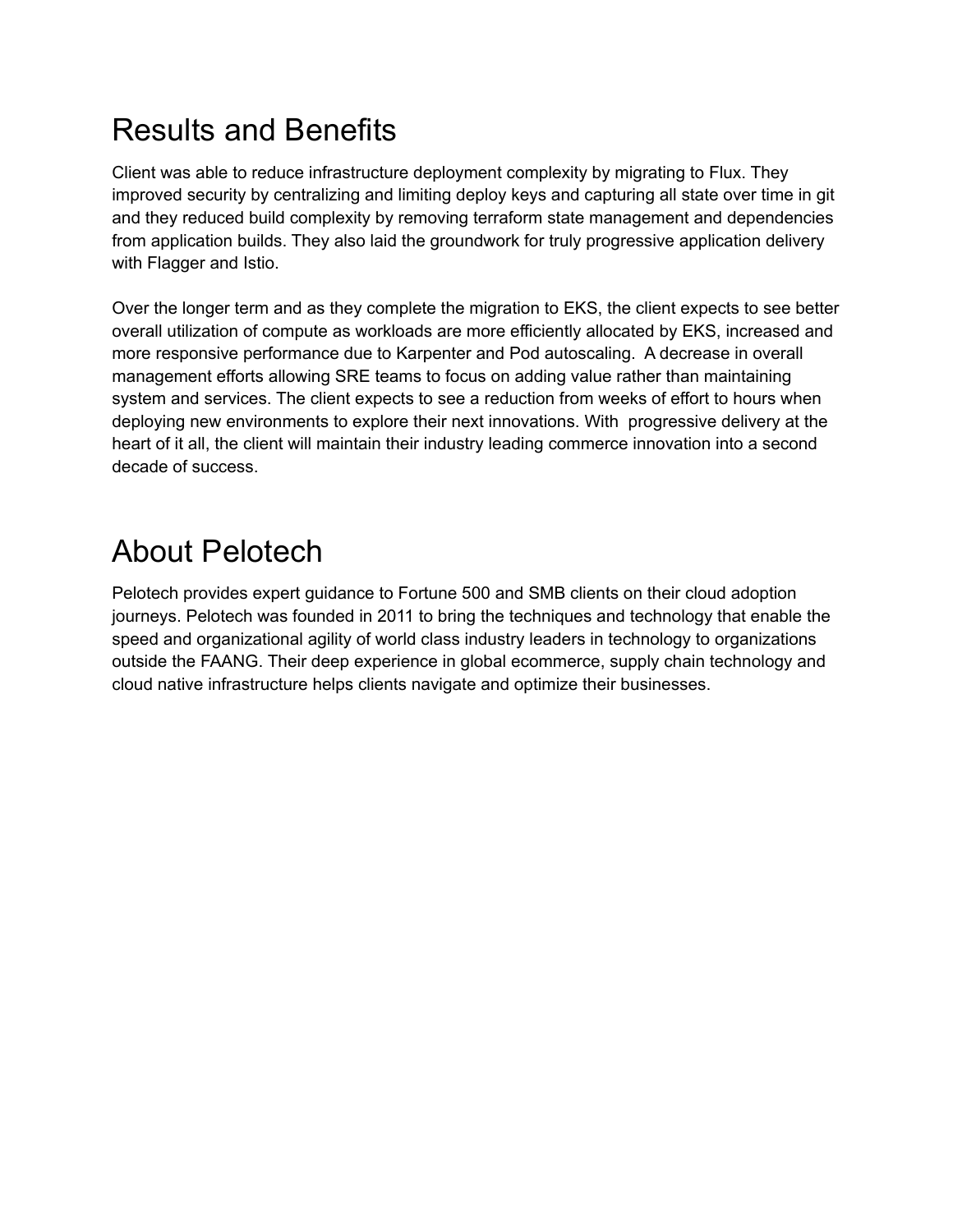# Results and Benefits

Client was able to reduce infrastructure deployment complexity by migrating to Flux. They improved security by centralizing and limiting deploy keys and capturing all state over time in git and they reduced build complexity by removing terraform state management and dependencies from application builds. They also laid the groundwork for truly progressive application delivery with Flagger and Istio.

Over the longer term and as they complete the migration to EKS, the client expects to see better overall utilization of compute as workloads are more efficiently allocated by EKS, increased and more responsive performance due to Karpenter and Pod autoscaling. A decrease in overall management efforts allowing SRE teams to focus on adding value rather than maintaining system and services. The client expects to see a reduction from weeks of effort to hours when deploying new environments to explore their next innovations. With progressive delivery at the heart of it all, the client will maintain their industry leading commerce innovation into a second decade of success.

# About Pelotech

Pelotech provides expert guidance to Fortune 500 and SMB clients on their cloud adoption journeys. Pelotech was founded in 2011 to bring the techniques and technology that enable the speed and organizational agility of world class industry leaders in technology to organizations outside the FAANG. Their deep experience in global ecommerce, supply chain technology and cloud native infrastructure helps clients navigate and optimize their businesses.